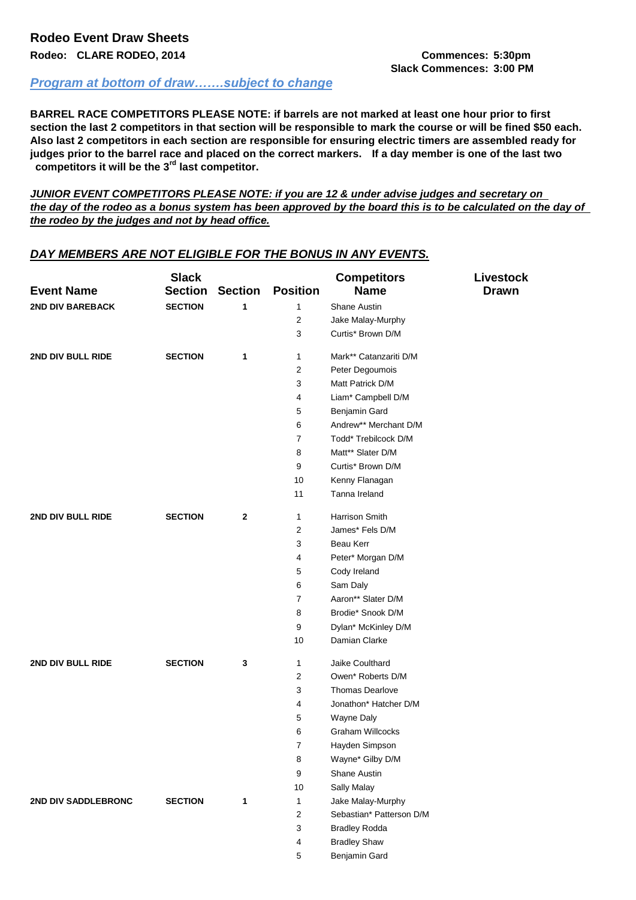## Rodeo Event Draw Sheets

**Rodeo: CLARE RODEO, 2014**

**Commences: 5:30pm**
**Slack Commences: 3:00 PM**

***Program at bottom of draw…….subject to change***

**BARREL RACE COMPETITORS PLEASE NOTE: if barrels are not marked at least one hour prior to first section the last 2 competitors in that section will be responsible to mark the course or will be fined $50 each. Also last 2 competitors in each section are responsible for ensuring electric timers are assembled ready for judges prior to the barrel race and placed on the correct markers. If a day member is one of the last two competitors it will be the 3rd last competitor.**

***JUNIOR EVENT COMPETITORS PLEASE NOTE: if you are 12 & under advise judges and secretary on the day of the rodeo as a bonus system has been approved by the board this is to be calculated on the day of the rodeo by the judges and not by head office.***

***DAY MEMBERS ARE NOT ELIGIBLE FOR THE BONUS IN ANY EVENTS.***

| Event Name | Slack Section | Section | Position | Competitors Name | Livestock Drawn |
|---|---|---|---|---|---|
| **2ND DIV BAREBACK** | **SECTION** | **1** | 1 | Shane Austin | |
| | | | 2 | Jake Malay-Murphy | |
| | | | 3 | Curtis* Brown D/M | |
| **2ND DIV BULL RIDE** | **SECTION** | **1** | 1 | Mark** Catanzariti D/M | |
| | | | 2 | Peter Degoumois | |
| | | | 3 | Matt Patrick D/M | |
| | | | 4 | Liam* Campbell D/M | |
| | | | 5 | Benjamin Gard | |
| | | | 6 | Andrew** Merchant D/M | |
| | | | 7 | Todd* Trebilcock D/M | |
| | | | 8 | Matt** Slater D/M | |
| | | | 9 | Curtis* Brown D/M | |
| | | | 10 | Kenny Flanagan | |
| | | | 11 | Tanna Ireland | |
| **2ND DIV BULL RIDE** | **SECTION** | **2** | 1 | Harrison Smith | |
| | | | 2 | James* Fels D/M | |
| | | | 3 | Beau Kerr | |
| | | | 4 | Peter* Morgan D/M | |
| | | | 5 | Cody Ireland | |
| | | | 6 | Sam Daly | |
| | | | 7 | Aaron** Slater D/M | |
| | | | 8 | Brodie* Snook D/M | |
| | | | 9 | Dylan* McKinley D/M | |
| | | | 10 | Damian Clarke | |
| **2ND DIV BULL RIDE** | **SECTION** | **3** | 1 | Jaike Coulthard | |
| | | | 2 | Owen* Roberts D/M | |
| | | | 3 | Thomas Dearlove | |
| | | | 4 | Jonathon* Hatcher D/M | |
| | | | 5 | Wayne Daly | |
| | | | 6 | Graham Willcocks | |
| | | | 7 | Hayden Simpson | |
| | | | 8 | Wayne* Gilby D/M | |
| | | | 9 | Shane Austin | |
| | | | 10 | Sally Malay | |
| **2ND DIV SADDLEBRONC** | **SECTION** | **1** | 1 | Jake Malay-Murphy | |
| | | | 2 | Sebastian* Patterson D/M | |
| | | | 3 | Bradley Rodda | |
| | | | 4 | Bradley Shaw | |
| | | | 5 | Benjamin Gard | |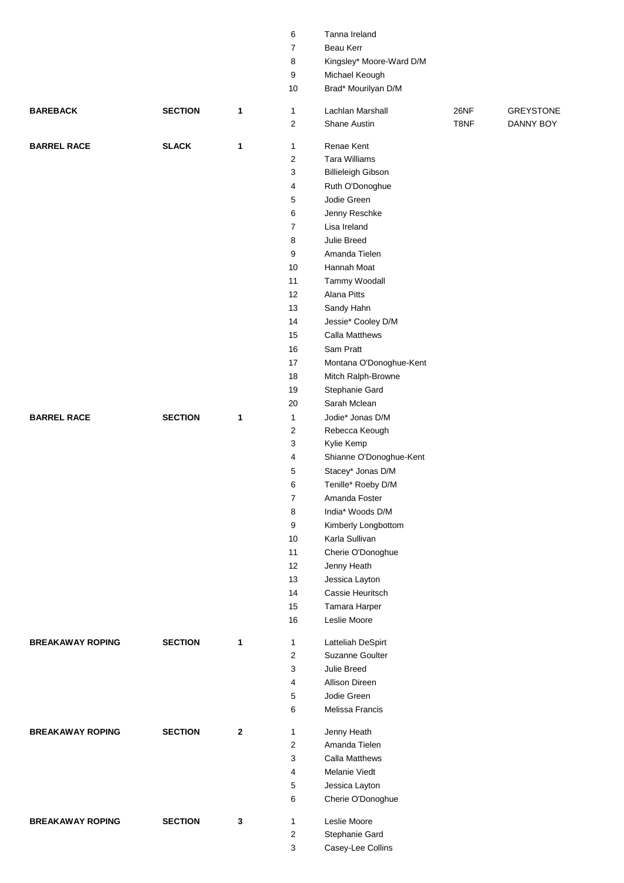| Event | Type | Section | No. | Name | Col6 | Col7 |
|---|---|---|---|---|---|---|
| | | | 6 | Tanna Ireland | | |
| | | | 7 | Beau Kerr | | |
| | | | 8 | Kingsley* Moore-Ward D/M | | |
| | | | 9 | Michael Keough | | |
| | | | 10 | Brad* Mourilyan D/M | | |
| **BAREBACK** | **SECTION** | **1** | 1 | Lachlan Marshall | 26NF | GREYSTONE |
| | | | 2 | Shane Austin | T8NF | DANNY BOY |
| **BARREL RACE** | **SLACK** | **1** | 1 | Renae Kent | | |
| | | | 2 | Tara Williams | | |
| | | | 3 | Billieleigh Gibson | | |
| | | | 4 | Ruth O'Donoghue | | |
| | | | 5 | Jodie Green | | |
| | | | 6 | Jenny Reschke | | |
| | | | 7 | Lisa Ireland | | |
| | | | 8 | Julie Breed | | |
| | | | 9 | Amanda Tielen | | |
| | | | 10 | Hannah Moat | | |
| | | | 11 | Tammy Woodall | | |
| | | | 12 | Alana Pitts | | |
| | | | 13 | Sandy Hahn | | |
| | | | 14 | Jessie* Cooley D/M | | |
| | | | 15 | Calla Matthews | | |
| | | | 16 | Sam Pratt | | |
| | | | 17 | Montana O'Donoghue-Kent | | |
| | | | 18 | Mitch Ralph-Browne | | |
| | | | 19 | Stephanie Gard | | |
| | | | 20 | Sarah Mclean | | |
| **BARREL RACE** | **SECTION** | **1** | 1 | Jodie* Jonas D/M | | |
| | | | 2 | Rebecca Keough | | |
| | | | 3 | Kylie Kemp | | |
| | | | 4 | Shianne O'Donoghue-Kent | | |
| | | | 5 | Stacey* Jonas D/M | | |
| | | | 6 | Tenille* Roeby D/M | | |
| | | | 7 | Amanda Foster | | |
| | | | 8 | India* Woods D/M | | |
| | | | 9 | Kimberly Longbottom | | |
| | | | 10 | Karla Sullivan | | |
| | | | 11 | Cherie O'Donoghue | | |
| | | | 12 | Jenny Heath | | |
| | | | 13 | Jessica Layton | | |
| | | | 14 | Cassie Heuritsch | | |
| | | | 15 | Tamara Harper | | |
| | | | 16 | Leslie Moore | | |
| **BREAKAWAY ROPING** | **SECTION** | **1** | 1 | Latteliah DeSpirt | | |
| | | | 2 | Suzanne Goulter | | |
| | | | 3 | Julie Breed | | |
| | | | 4 | Allison Direen | | |
| | | | 5 | Jodie Green | | |
| | | | 6 | Melissa Francis | | |
| **BREAKAWAY ROPING** | **SECTION** | **2** | 1 | Jenny Heath | | |
| | | | 2 | Amanda Tielen | | |
| | | | 3 | Calla Matthews | | |
| | | | 4 | Melanie Viedt | | |
| | | | 5 | Jessica Layton | | |
| | | | 6 | Cherie O'Donoghue | | |
| **BREAKAWAY ROPING** | **SECTION** | **3** | 1 | Leslie Moore | | |
| | | | 2 | Stephanie Gard | | |
| | | | 3 | Casey-Lee Collins | | |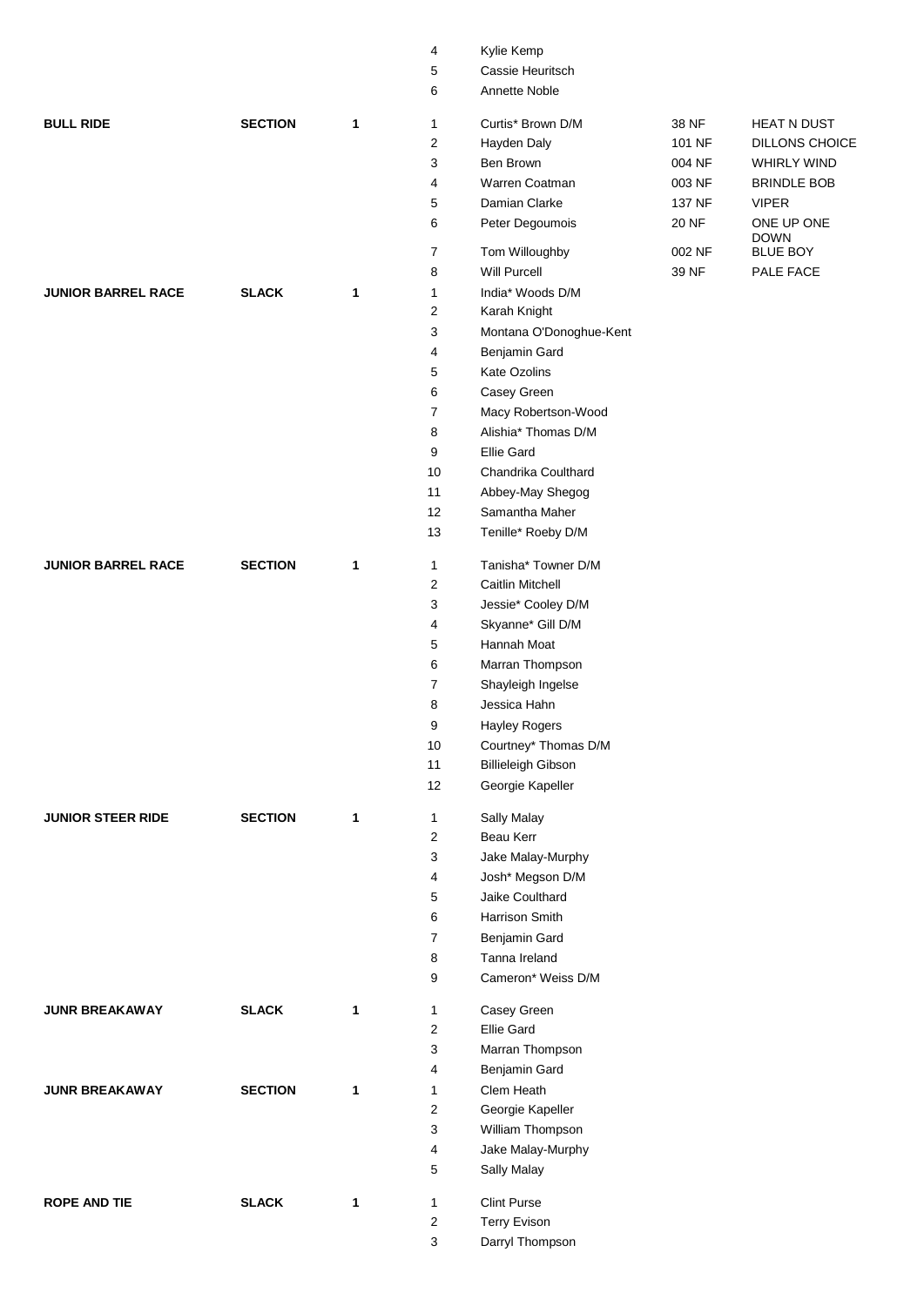| Event | Type | Round | No. | Name | Number | Animal |
|---|---|---|---|---|---|---|
| | | | 4 | Kylie Kemp | | |
| | | | 5 | Cassie Heuritsch | | |
| | | | 6 | Annette Noble | | |
| **BULL RIDE** | **SECTION** | **1** | 1 | Curtis* Brown D/M | 38 NF | HEAT N DUST |
| | | | 2 | Hayden Daly | 101 NF | DILLONS CHOICE |
| | | | 3 | Ben Brown | 004 NF | WHIRLY WIND |
| | | | 4 | Warren Coatman | 003 NF | BRINDLE BOB |
| | | | 5 | Damian Clarke | 137 NF | VIPER |
| | | | 6 | Peter Degoumois | 20 NF | ONE UP ONE DOWN |
| | | | 7 | Tom Willoughby | 002 NF | BLUE BOY |
| | | | 8 | Will Purcell | 39 NF | PALE FACE |
| **JUNIOR BARREL RACE** | **SLACK** | **1** | 1 | India* Woods D/M | | |
| | | | 2 | Karah Knight | | |
| | | | 3 | Montana O'Donoghue-Kent | | |
| | | | 4 | Benjamin Gard | | |
| | | | 5 | Kate Ozolins | | |
| | | | 6 | Casey Green | | |
| | | | 7 | Macy Robertson-Wood | | |
| | | | 8 | Alishia* Thomas D/M | | |
| | | | 9 | Ellie Gard | | |
| | | | 10 | Chandrika Coulthard | | |
| | | | 11 | Abbey-May Shegog | | |
| | | | 12 | Samantha Maher | | |
| | | | 13 | Tenille* Roeby D/M | | |
| **JUNIOR BARREL RACE** | **SECTION** | **1** | 1 | Tanisha* Towner D/M | | |
| | | | 2 | Caitlin Mitchell | | |
| | | | 3 | Jessie* Cooley D/M | | |
| | | | 4 | Skyanne* Gill D/M | | |
| | | | 5 | Hannah Moat | | |
| | | | 6 | Marran Thompson | | |
| | | | 7 | Shayleigh Ingelse | | |
| | | | 8 | Jessica Hahn | | |
| | | | 9 | Hayley Rogers | | |
| | | | 10 | Courtney* Thomas D/M | | |
| | | | 11 | Billieleigh Gibson | | |
| | | | 12 | Georgie Kapeller | | |
| **JUNIOR STEER RIDE** | **SECTION** | **1** | 1 | Sally Malay | | |
| | | | 2 | Beau Kerr | | |
| | | | 3 | Jake Malay-Murphy | | |
| | | | 4 | Josh* Megson D/M | | |
| | | | 5 | Jaike Coulthard | | |
| | | | 6 | Harrison Smith | | |
| | | | 7 | Benjamin Gard | | |
| | | | 8 | Tanna Ireland | | |
| | | | 9 | Cameron* Weiss D/M | | |
| **JUNR BREAKAWAY** | **SLACK** | **1** | 1 | Casey Green | | |
| | | | 2 | Ellie Gard | | |
| | | | 3 | Marran Thompson | | |
| | | | 4 | Benjamin Gard | | |
| **JUNR BREAKAWAY** | **SECTION** | **1** | 1 | Clem Heath | | |
| | | | 2 | Georgie Kapeller | | |
| | | | 3 | William Thompson | | |
| | | | 4 | Jake Malay-Murphy | | |
| | | | 5 | Sally Malay | | |
| **ROPE AND TIE** | **SLACK** | **1** | 1 | Clint Purse | | |
| | | | 2 | Terry Evison | | |
| | | | 3 | Darryl Thompson | | |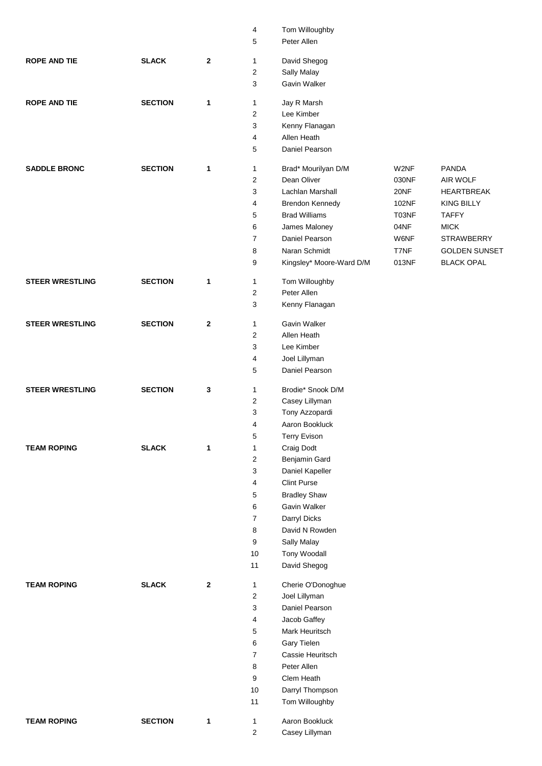| | | | | | | |
|---|---|---|---|---|---|---|
| | | | 4 | Tom Willoughby | | |
| | | | 5 | Peter Allen | | |
| **ROPE AND TIE** | **SLACK** | **2** | 1 | David Shegog | | |
| | | | 2 | Sally Malay | | |
| | | | 3 | Gavin Walker | | |
| **ROPE AND TIE** | **SECTION** | **1** | 1 | Jay R Marsh | | |
| | | | 2 | Lee Kimber | | |
| | | | 3 | Kenny Flanagan | | |
| | | | 4 | Allen Heath | | |
| | | | 5 | Daniel Pearson | | |
| **SADDLE BRONC** | **SECTION** | **1** | 1 | Brad* Mourilyan D/M | W2NF | PANDA |
| | | | 2 | Dean Oliver | 030NF | AIR WOLF |
| | | | 3 | Lachlan Marshall | 20NF | HEARTBREAK |
| | | | 4 | Brendon Kennedy | 102NF | KING BILLY |
| | | | 5 | Brad Williams | T03NF | TAFFY |
| | | | 6 | James Maloney | 04NF | MICK |
| | | | 7 | Daniel Pearson | W6NF | STRAWBERRY |
| | | | 8 | Naran Schmidt | T7NF | GOLDEN SUNSET |
| | | | 9 | Kingsley* Moore-Ward D/M | 013NF | BLACK OPAL |
| **STEER WRESTLING** | **SECTION** | **1** | 1 | Tom Willoughby | | |
| | | | 2 | Peter Allen | | |
| | | | 3 | Kenny Flanagan | | |
| **STEER WRESTLING** | **SECTION** | **2** | 1 | Gavin Walker | | |
| | | | 2 | Allen Heath | | |
| | | | 3 | Lee Kimber | | |
| | | | 4 | Joel Lillyman | | |
| | | | 5 | Daniel Pearson | | |
| **STEER WRESTLING** | **SECTION** | **3** | 1 | Brodie* Snook D/M | | |
| | | | 2 | Casey Lillyman | | |
| | | | 3 | Tony Azzopardi | | |
| | | | 4 | Aaron Bookluck | | |
| | | | 5 | Terry Evison | | |
| **TEAM ROPING** | **SLACK** | **1** | 1 | Craig Dodt | | |
| | | | 2 | Benjamin Gard | | |
| | | | 3 | Daniel Kapeller | | |
| | | | 4 | Clint Purse | | |
| | | | 5 | Bradley Shaw | | |
| | | | 6 | Gavin Walker | | |
| | | | 7 | Darryl Dicks | | |
| | | | 8 | David N Rowden | | |
| | | | 9 | Sally Malay | | |
| | | | 10 | Tony Woodall | | |
| | | | 11 | David Shegog | | |
| **TEAM ROPING** | **SLACK** | **2** | 1 | Cherie O'Donoghue | | |
| | | | 2 | Joel Lillyman | | |
| | | | 3 | Daniel Pearson | | |
| | | | 4 | Jacob Gaffey | | |
| | | | 5 | Mark Heuritsch | | |
| | | | 6 | Gary Tielen | | |
| | | | 7 | Cassie Heuritsch | | |
| | | | 8 | Peter Allen | | |
| | | | 9 | Clem Heath | | |
| | | | 10 | Darryl Thompson | | |
| | | | 11 | Tom Willoughby | | |
| **TEAM ROPING** | **SECTION** | **1** | 1 | Aaron Bookluck | | |
| | | | 2 | Casey Lillyman | | |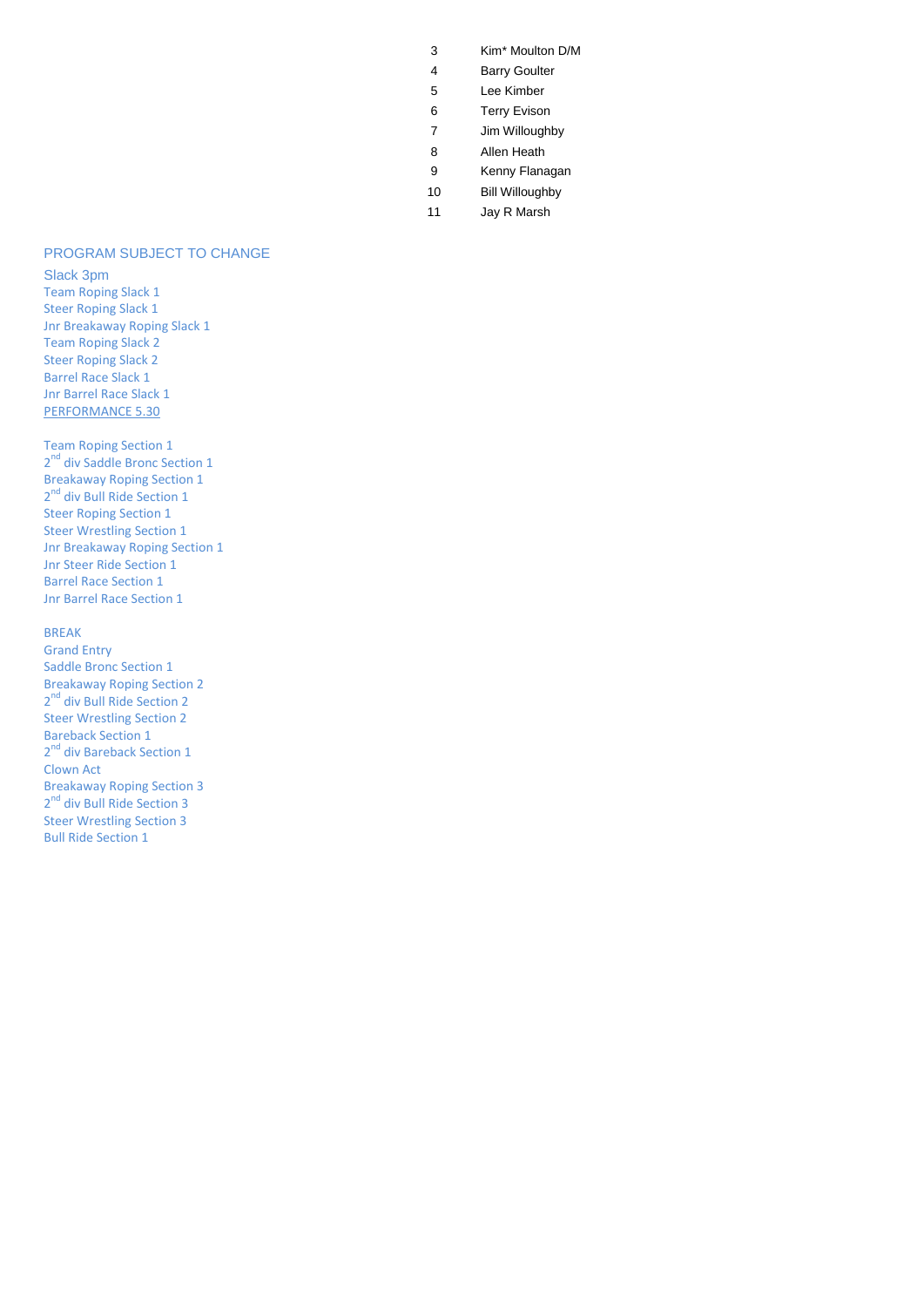| | |
|---|---|
| 3 | Kim* Moulton D/M |
| 4 | Barry Goulter |
| 5 | Lee Kimber |
| 6 | Terry Evison |
| 7 | Jim Willoughby |
| 8 | Allen Heath |
| 9 | Kenny Flanagan |
| 10 | Bill Willoughby |
| 11 | Jay R Marsh |

PROGRAM SUBJECT TO CHANGE

Slack 3pm
Team Roping Slack 1
Steer Roping Slack 1
Jnr Breakaway Roping Slack 1
Team Roping Slack 2
Steer Roping Slack 2
Barrel Race Slack 1
Jnr Barrel Race Slack 1
PERFORMANCE 5.30

Team Roping Section 1
2nd div Saddle Bronc Section 1
Breakaway Roping Section 1
2nd div Bull Ride Section 1
Steer Roping Section 1
Steer Wrestling Section 1
Jnr Breakaway Roping Section 1
Jnr Steer Ride Section 1
Barrel Race Section 1
Jnr Barrel Race Section 1

BREAK
Grand Entry
Saddle Bronc Section 1
Breakaway Roping Section 2
2nd div Bull Ride Section 2
Steer Wrestling Section 2
Bareback Section 1
2nd div Bareback Section 1
Clown Act
Breakaway Roping Section 3
2nd div Bull Ride Section 3
Steer Wrestling Section 3
Bull Ride Section 1